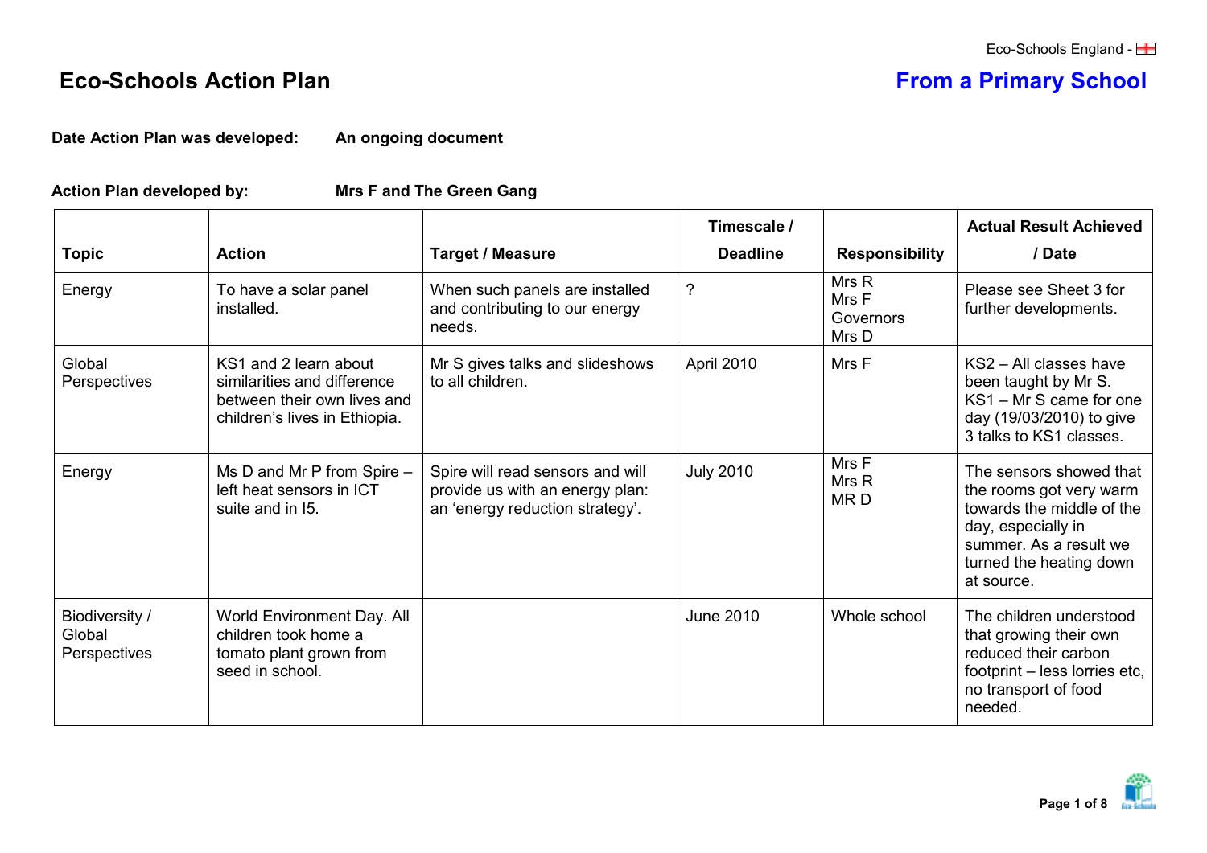Eco-Schools England

# Eco-Schools Action Plan

## From a Primary School

**Date Action Plan was developed:** **An ongoing document**

**Action Plan developed by:** **Mrs F and The Green Gang**

| Topic | Action | Target / Measure | Timescale / Deadline | Responsibility | Actual Result Achieved / Date |
|---|---|---|---|---|---|
| Energy | To have a solar panel installed. | When such panels are installed and contributing to our energy needs. | ? | Mrs R<br>Mrs F<br>Governors<br>Mrs D | Please see Sheet 3 for further developments. |
| Global Perspectives | KS1 and 2 learn about similarities and difference between their own lives and children's lives in Ethiopia. | Mr S gives talks and slideshows to all children. | April 2010 | Mrs F | KS2 – All classes have been taught by Mr S. KS1 – Mr S came for one day (19/03/2010) to give 3 talks to KS1 classes. |
| Energy | Ms D and Mr P from Spire – left heat sensors in ICT suite and in I5. | Spire will read sensors and will provide us with an energy plan: an 'energy reduction strategy'. | July 2010 | Mrs F<br>Mrs R<br>MR D | The sensors showed that the rooms got very warm towards the middle of the day, especially in summer. As a result we turned the heating down at source. |
| Biodiversity / Global Perspectives | World Environment Day. All children took home a tomato plant grown from seed in school. | | June 2010 | Whole school | The children understood that growing their own reduced their carbon footprint – less lorries etc, no transport of food needed. |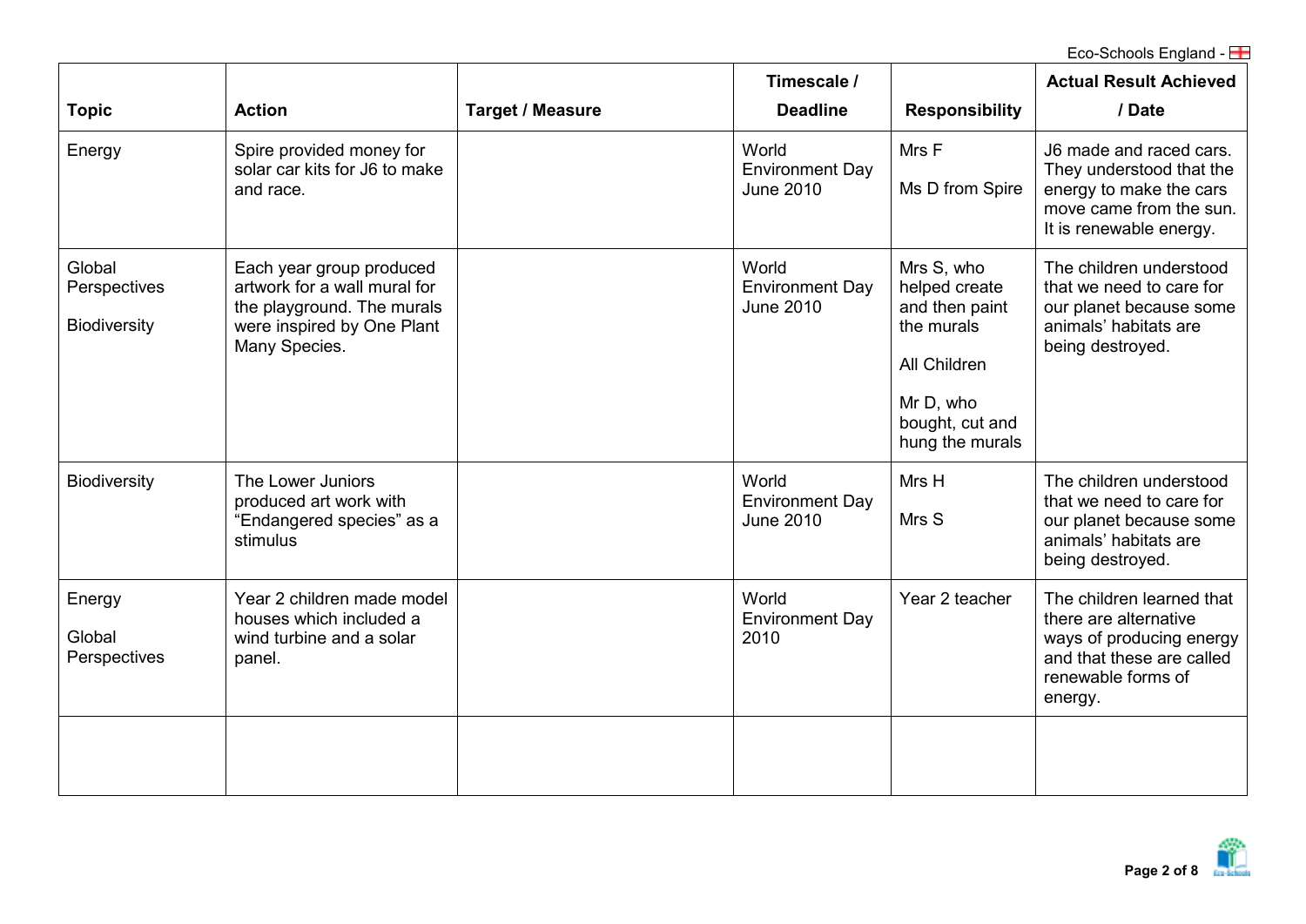| Topic | Action | Target / Measure | Timescale / Deadline | Responsibility | Actual Result Achieved / Date |
|---|---|---|---|---|---|
| Energy | Spire provided money for solar car kits for J6 to make and race. | | World Environment Day June 2010 | Mrs F<br><br>Ms D from Spire | J6 made and raced cars. They understood that the energy to make the cars move came from the sun. It is renewable energy. |
| Global Perspectives<br><br>Biodiversity | Each year group produced artwork for a wall mural for the playground. The murals were inspired by One Plant Many Species. | | World Environment Day June 2010 | Mrs S, who helped create and then paint the murals<br><br>All Children<br><br>Mr D, who bought, cut and hung the murals | The children understood that we need to care for our planet because some animals' habitats are being destroyed. |
| Biodiversity | The Lower Juniors produced art work with "Endangered species" as a stimulus | | World Environment Day June 2010 | Mrs H<br><br>Mrs S | The children understood that we need to care for our planet because some animals' habitats are being destroyed. |
| Energy<br><br>Global Perspectives | Year 2 children made model houses which included a wind turbine and a solar panel. | | World Environment Day 2010 | Year 2 teacher | The children learned that there are alternative ways of producing energy and that these are called renewable forms of energy. |
| | | | | | |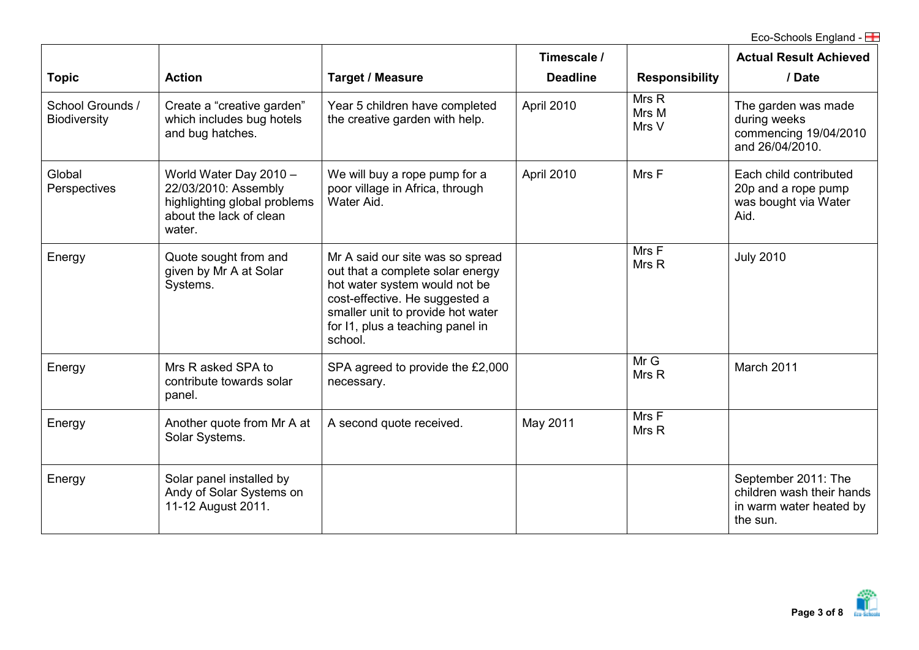| Topic | Action | Target / Measure | Timescale / Deadline | Responsibility | Actual Result Achieved / Date |
|---|---|---|---|---|---|
| School Grounds / Biodiversity | Create a "creative garden" which includes bug hotels and bug hatches. | Year 5 children have completed the creative garden with help. | April 2010 | Mrs R<br>Mrs M<br>Mrs V | The garden was made during weeks commencing 19/04/2010 and 26/04/2010. |
| Global Perspectives | World Water Day 2010 – 22/03/2010: Assembly highlighting global problems about the lack of clean water. | We will buy a rope pump for a poor village in Africa, through Water Aid. | April 2010 | Mrs F | Each child contributed 20p and a rope pump was bought via Water Aid. |
| Energy | Quote sought from and given by Mr A at Solar Systems. | Mr A said our site was so spread out that a complete solar energy hot water system would not be cost-effective. He suggested a smaller unit to provide hot water for I1, plus a teaching panel in school. | | Mrs F<br>Mrs R | July 2010 |
| Energy | Mrs R asked SPA to contribute towards solar panel. | SPA agreed to provide the £2,000 necessary. | | Mr G<br>Mrs R | March 2011 |
| Energy | Another quote from Mr A at Solar Systems. | A second quote received. | May 2011 | Mrs F<br>Mrs R | |
| Energy | Solar panel installed by Andy of Solar Systems on 11-12 August 2011. | | | | September 2011: The children wash their hands in warm water heated by the sun. |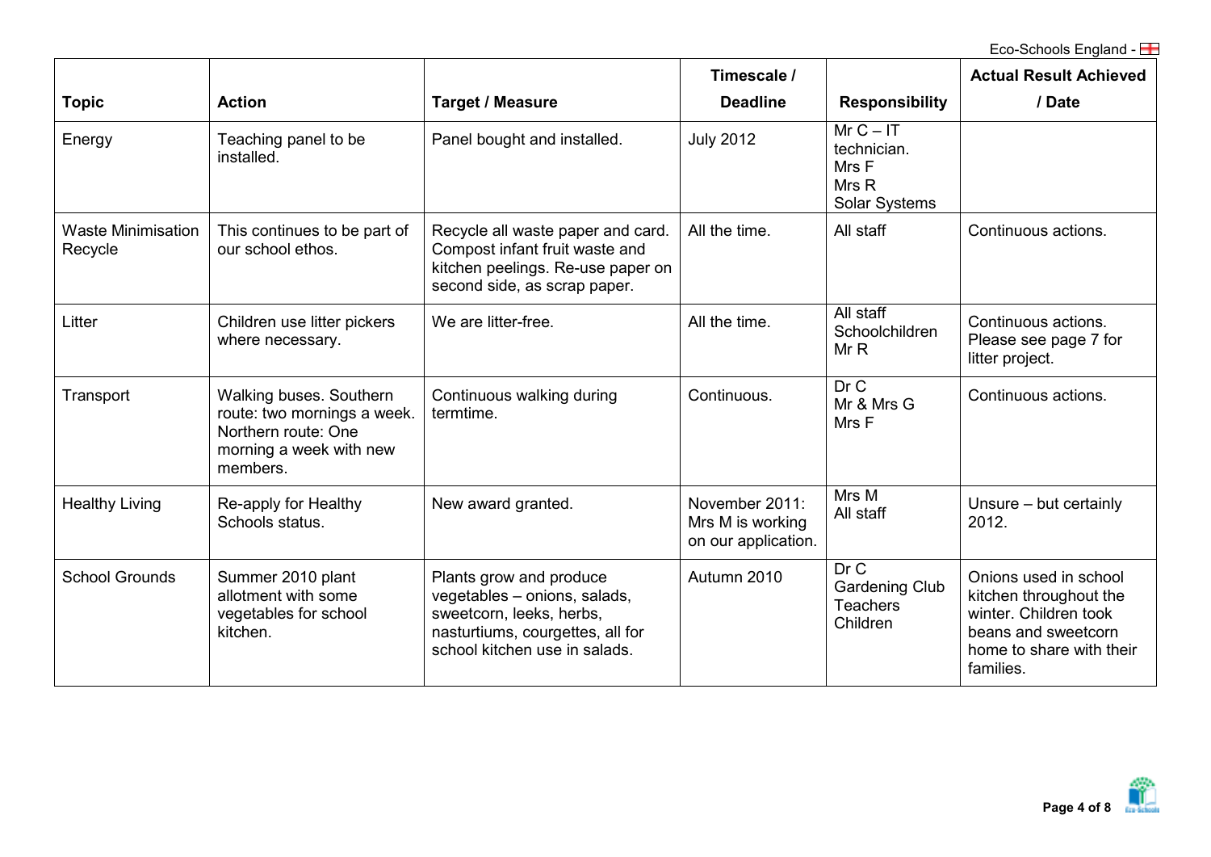| Topic | Action | Target / Measure | Timescale / Deadline | Responsibility | Actual Result Achieved / Date |
|---|---|---|---|---|---|
| Energy | Teaching panel to be installed. | Panel bought and installed. | July 2012 | Mr C – IT technician. Mrs F Mrs R Solar Systems | |
| Waste Minimisation Recycle | This continues to be part of our school ethos. | Recycle all waste paper and card. Compost infant fruit waste and kitchen peelings. Re-use paper on second side, as scrap paper. | All the time. | All staff | Continuous actions. |
| Litter | Children use litter pickers where necessary. | We are litter-free. | All the time. | All staff Schoolchildren Mr R | Continuous actions. Please see page 7 for litter project. |
| Transport | Walking buses. Southern route: two mornings a week. Northern route: One morning a week with new members. | Continuous walking during termtime. | Continuous. | Dr C Mr & Mrs G Mrs F | Continuous actions. |
| Healthy Living | Re-apply for Healthy Schools status. | New award granted. | November 2011: Mrs M is working on our application. | Mrs M All staff | Unsure – but certainly 2012. |
| School Grounds | Summer 2010 plant allotment with some vegetables for school kitchen. | Plants grow and produce vegetables – onions, salads, sweetcorn, leeks, herbs, nasturtiums, courgettes, all for school kitchen use in salads. | Autumn 2010 | Dr C Gardening Club Teachers Children | Onions used in school kitchen throughout the winter. Children took beans and sweetcorn home to share with their families. |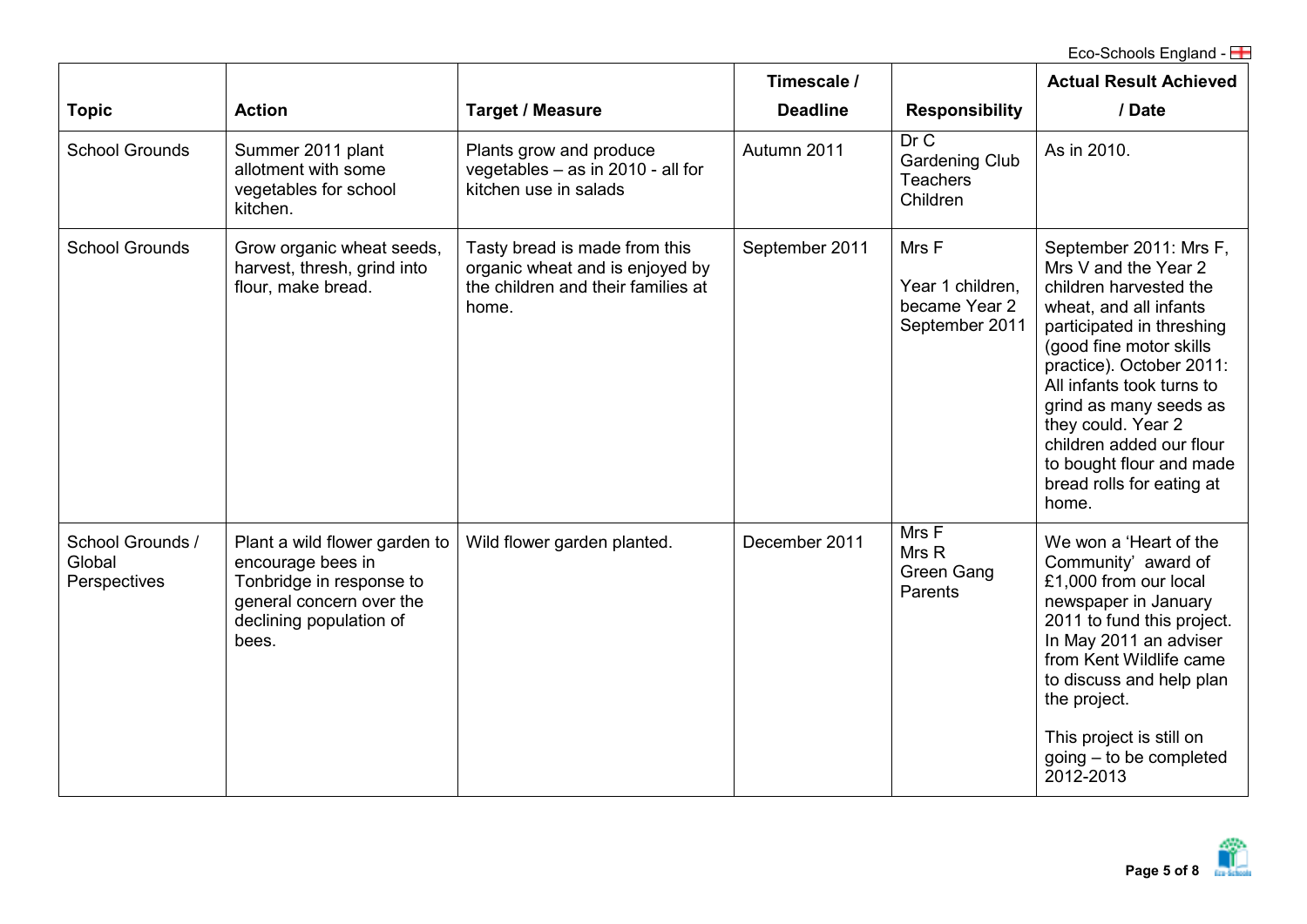| Topic | Action | Target / Measure | Timescale / Deadline | Responsibility | Actual Result Achieved / Date |
|---|---|---|---|---|---|
| School Grounds | Summer 2011 plant allotment with some vegetables for school kitchen. | Plants grow and produce vegetables – as in 2010 - all for kitchen use in salads | Autumn 2011 | Dr C<br>Gardening Club<br>Teachers<br>Children | As in 2010. |
| School Grounds | Grow organic wheat seeds, harvest, thresh, grind into flour, make bread. | Tasty bread is made from this organic wheat and is enjoyed by the children and their families at home. | September 2011 | Mrs F<br><br>Year 1 children, became Year 2 September 2011 | September 2011: Mrs F, Mrs V and the Year 2 children harvested the wheat, and all infants participated in threshing (good fine motor skills practice). October 2011: All infants took turns to grind as many seeds as they could. Year 2 children added our flour to bought flour and made bread rolls for eating at home. |
| School Grounds / Global Perspectives | Plant a wild flower garden to encourage bees in Tonbridge in response to general concern over the declining population of bees. | Wild flower garden planted. | December 2011 | Mrs F<br>Mrs R<br>Green Gang<br>Parents | We won a 'Heart of the Community' award of £1,000 from our local newspaper in January 2011 to fund this project. In May 2011 an adviser from Kent Wildlife came to discuss and help plan the project.<br><br>This project is still on going – to be completed 2012-2013 |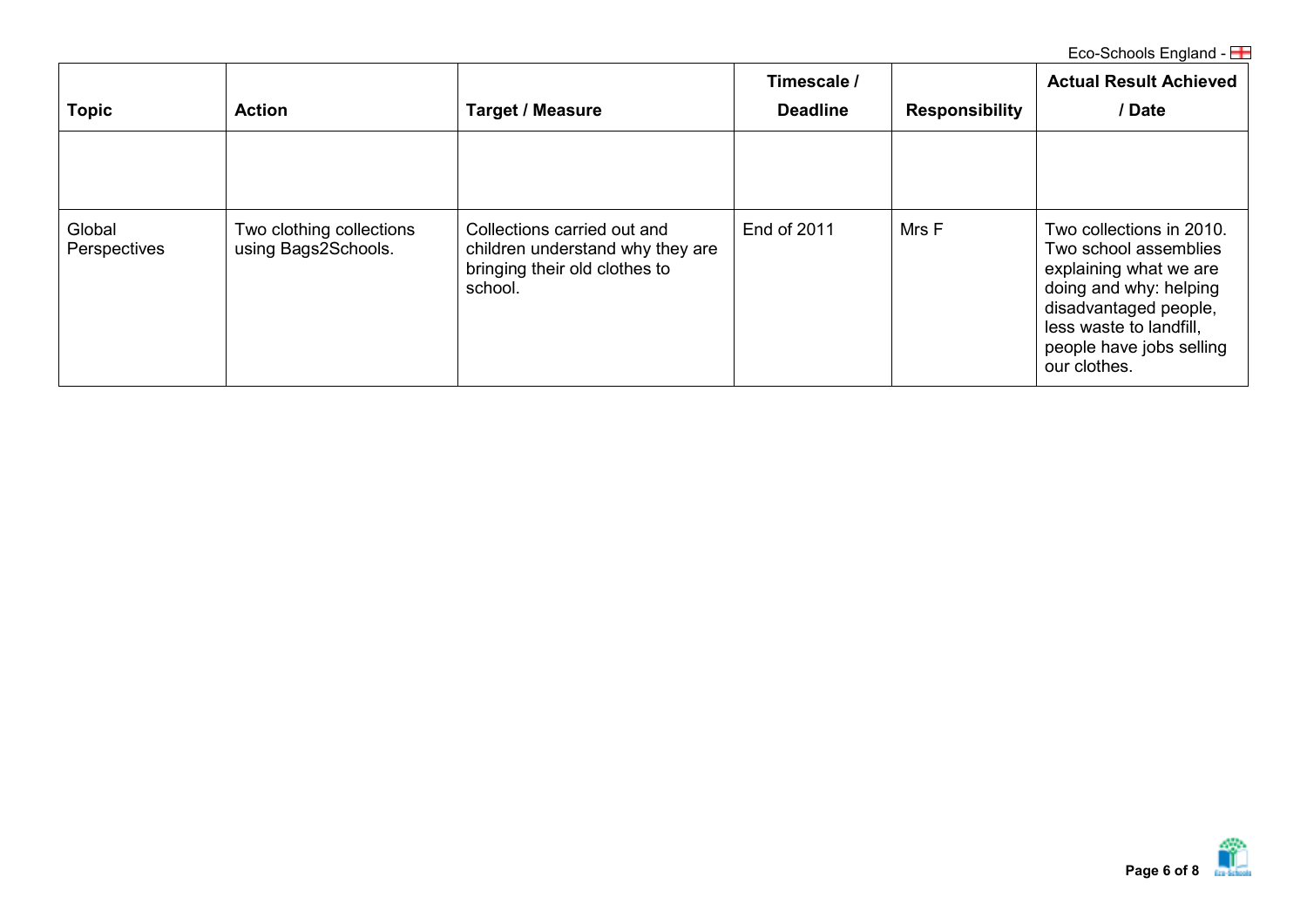| Topic | Action | Target / Measure | Timescale / Deadline | Responsibility | Actual Result Achieved / Date |
|---|---|---|---|---|---|
| | | | | | |
| Global Perspectives | Two clothing collections using Bags2Schools. | Collections carried out and children understand why they are bringing their old clothes to school. | End of 2011 | Mrs F | Two collections in 2010. Two school assemblies explaining what we are doing and why: helping disadvantaged people, less waste to landfill, people have jobs selling our clothes. |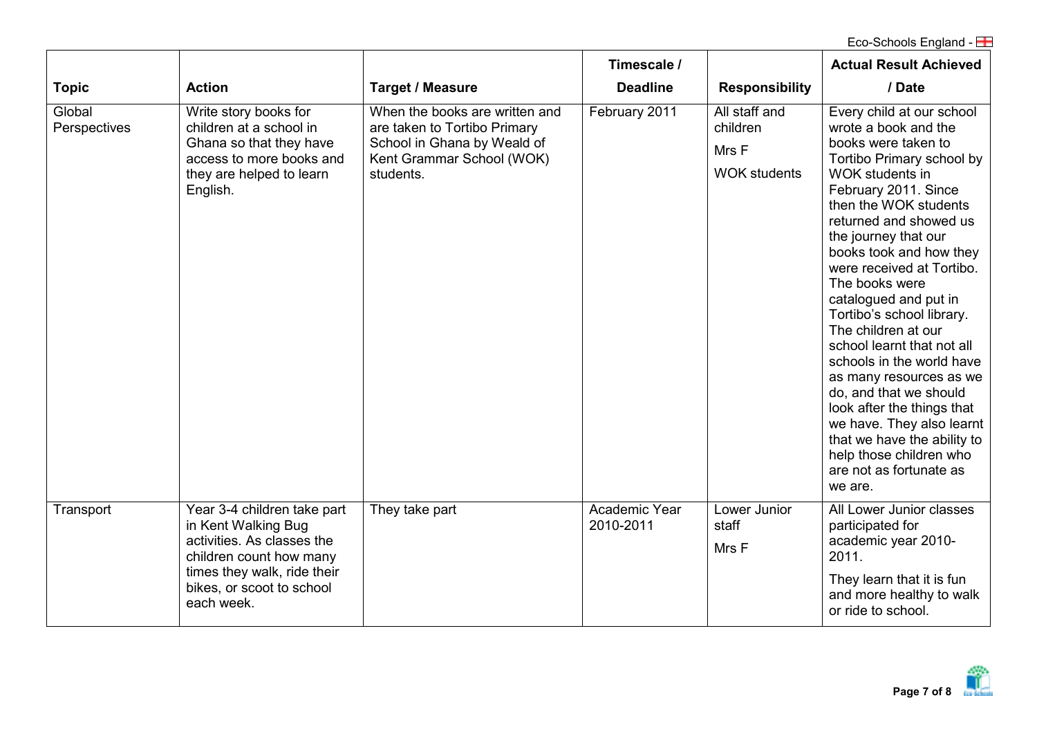| Topic | Action | Target / Measure | Timescale / Deadline | Responsibility | Actual Result Achieved / Date |
|---|---|---|---|---|---|
| Global Perspectives | Write story books for children at a school in Ghana so that they have access to more books and they are helped to learn English. | When the books are written and are taken to Tortibo Primary School in Ghana by Weald of Kent Grammar School (WOK) students. | February 2011 | All staff and children<br>Mrs F<br>WOK students | Every child at our school wrote a book and the books were taken to Tortibo Primary school by WOK students in February 2011. Since then the WOK students returned and showed us the journey that our books took and how they were received at Tortibo. The books were catalogued and put in Tortibo's school library. The children at our school learnt that not all schools in the world have as many resources as we do, and that we should look after the things that we have. They also learnt that we have the ability to help those children who are not as fortunate as we are. |
| Transport | Year 3-4 children take part in Kent Walking Bug activities. As classes the children count how many times they walk, ride their bikes, or scoot to school each week. | They take part | Academic Year 2010-2011 | Lower Junior staff<br>Mrs F | All Lower Junior classes participated for academic year 2010-2011.<br>They learn that it is fun and more healthy to walk or ride to school. |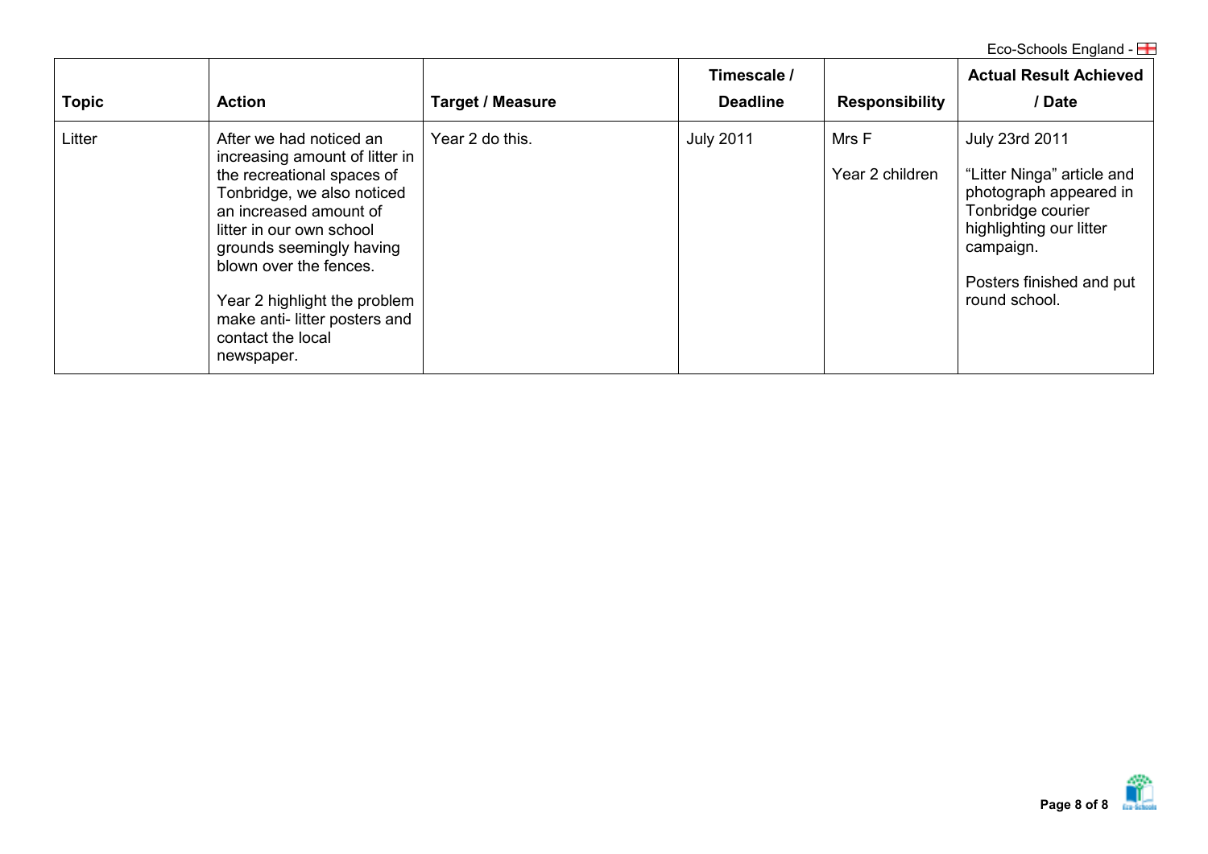| Topic | Action | Target / Measure | Timescale / Deadline | Responsibility | Actual Result Achieved / Date |
|---|---|---|---|---|---|
| Litter | After we had noticed an increasing amount of litter in the recreational spaces of Tonbridge, we also noticed an increased amount of litter in our own school grounds seemingly having blown over the fences.<br><br>Year 2 highlight the problem make anti- litter posters and contact the local newspaper. | Year 2 do this. | July 2011 | Mrs F<br><br>Year 2 children | July 23rd 2011<br><br>"Litter Ninga" article and photograph appeared in Tonbridge courier highlighting our litter campaign.<br><br>Posters finished and put round school. |